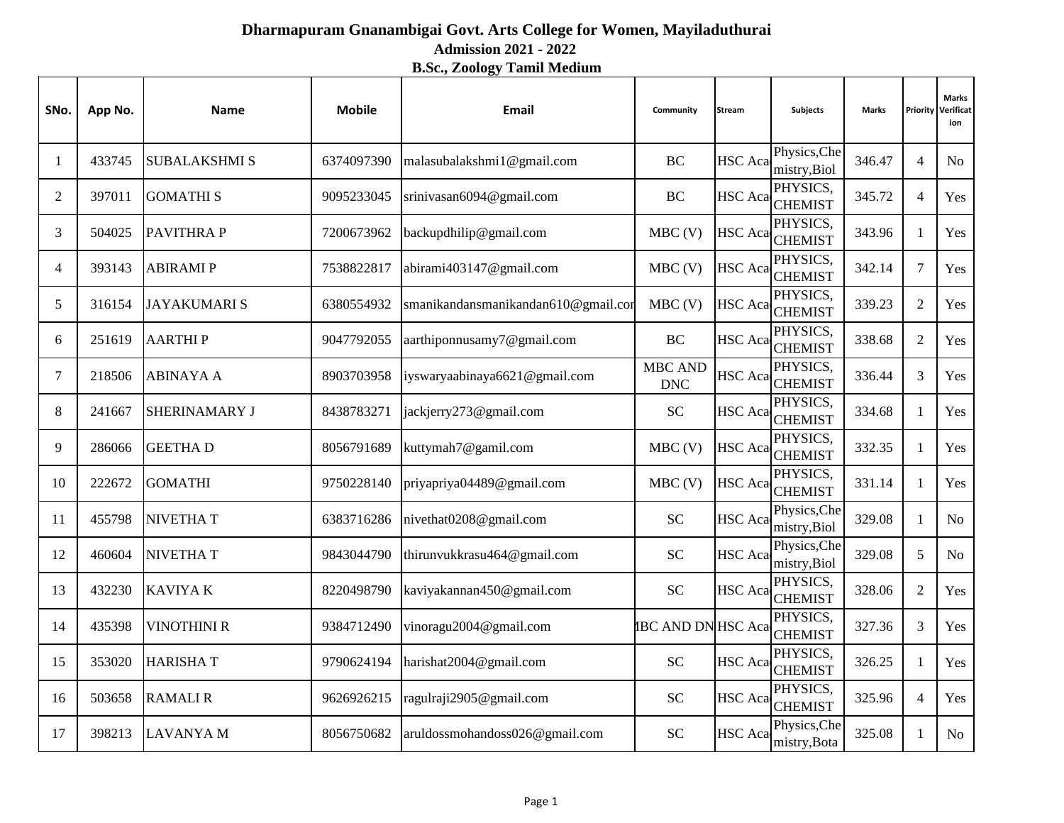# Dharmapuram Gnanambigai Govt. Arts College for Women, Mayiladuthurai

## Admission 2021 - 2022

### B.Sc., Zoology Tamil Medium

| SNo. | App No. | Name | Mobile | Email | Community | Stream | Subjects | Marks | Priority | Marks Verification |
|---|---|---|---|---|---|---|---|---|---|---|
| 1 | 433745 | SUBALAKSHMI S | 6374097390 | malasubalakshmi1@gmail.com | BC | HSC Aca | Physics,Chemistry,Biol | 346.47 | 4 | No |
| 2 | 397011 | GOMATHI S | 9095233045 | srinivasan6094@gmail.com | BC | HSC Aca | PHYSICS, CHEMIST | 345.72 | 4 | Yes |
| 3 | 504025 | PAVITHRA P | 7200673962 | backupdhilip@gmail.com | MBC (V) | HSC Aca | PHYSICS, CHEMIST | 343.96 | 1 | Yes |
| 4 | 393143 | ABIRAMI P | 7538822817 | abirami403147@gmail.com | MBC (V) | HSC Aca | PHYSICS, CHEMIST | 342.14 | 7 | Yes |
| 5 | 316154 | JAYAKUMARI S | 6380554932 | smanikandansmanikandan610@gmail.cor | MBC (V) | HSC Aca | PHYSICS, CHEMIST | 339.23 | 2 | Yes |
| 6 | 251619 | AARTHI P | 9047792055 | aarthiponnusamy7@gmail.com | BC | HSC Aca | PHYSICS, CHEMIST | 338.68 | 2 | Yes |
| 7 | 218506 | ABINAYA A | 8903703958 | iyswaryaabinaya6621@gmail.com | MBC AND DNC | HSC Aca | PHYSICS, CHEMIST | 336.44 | 3 | Yes |
| 8 | 241667 | SHERINAMARY J | 8438783271 | jackjerry273@gmail.com | SC | HSC Aca | PHYSICS, CHEMIST | 334.68 | 1 | Yes |
| 9 | 286066 | GEETHA D | 8056791689 | kuttymah7@gamil.com | MBC (V) | HSC Aca | PHYSICS, CHEMIST | 332.35 | 1 | Yes |
| 10 | 222672 | GOMATHI | 9750228140 | priyapriya04489@gmail.com | MBC (V) | HSC Aca | PHYSICS, CHEMIST | 331.14 | 1 | Yes |
| 11 | 455798 | NIVETHA T | 6383716286 | nivethat0208@gmail.com | SC | HSC Aca | Physics,Chemistry,Biol | 329.08 | 1 | No |
| 12 | 460604 | NIVETHA T | 9843044790 | thirunvukkrasu464@gmail.com | SC | HSC Aca | Physics,Chemistry,Biol | 329.08 | 5 | No |
| 13 | 432230 | KAVIYA K | 8220498790 | kaviyakannan450@gmail.com | SC | HSC Aca | PHYSICS, CHEMIST | 328.06 | 2 | Yes |
| 14 | 435398 | VINOTHINI R | 9384712490 | vinoragu2004@gmail.com | IBC AND DN | HSC Aca | PHYSICS, CHEMIST | 327.36 | 3 | Yes |
| 15 | 353020 | HARISHA T | 9790624194 | harishat2004@gmail.com | SC | HSC Aca | PHYSICS, CHEMIST | 326.25 | 1 | Yes |
| 16 | 503658 | RAMALI R | 9626926215 | ragulraji2905@gmail.com | SC | HSC Aca | PHYSICS, CHEMIST | 325.96 | 4 | Yes |
| 17 | 398213 | LAVANYA M | 8056750682 | aruldossmohandoss026@gmail.com | SC | HSC Aca | Physics,Chemistry,Bota | 325.08 | 1 | No |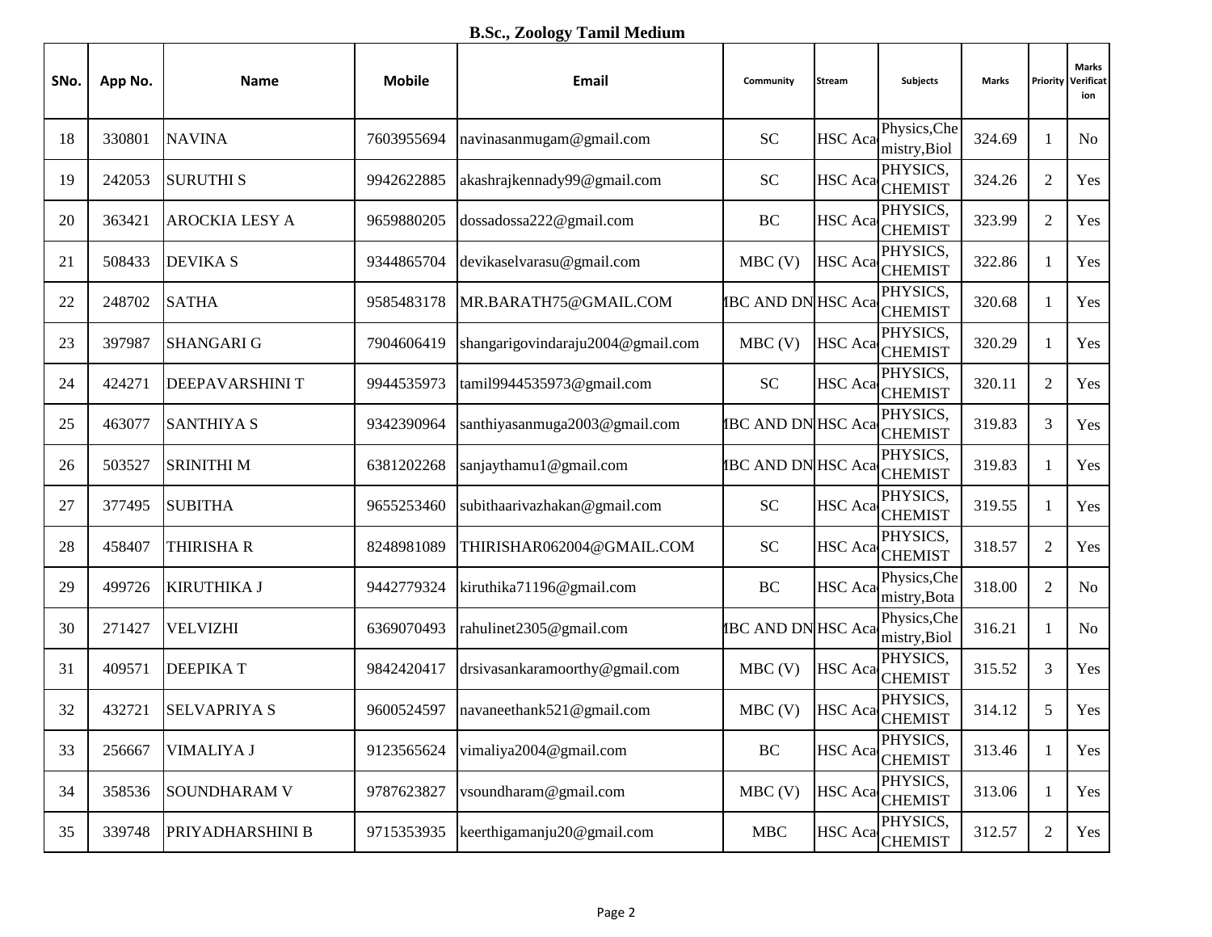**B.Sc., Zoology Tamil Medium**

| SNo. | App No. | Name | Mobile | Email | Community | Stream | Subjects | Marks | Priority | Marks Verification |
|---|---|---|---|---|---|---|---|---|---|---|
| 18 | 330801 | NAVINA | 7603955694 | navinasanmugam@gmail.com | SC | HSC Aca | Physics,Chemistry,Biol | 324.69 | 1 | No |
| 19 | 242053 | SURUTHI S | 9942622885 | akashrajkennady99@gmail.com | SC | HSC Aca | PHYSICS, CHEMIST | 324.26 | 2 | Yes |
| 20 | 363421 | AROCKIA LESY A | 9659880205 | dossadossa222@gmail.com | BC | HSC Aca | PHYSICS, CHEMIST | 323.99 | 2 | Yes |
| 21 | 508433 | DEVIKA S | 9344865704 | devikaselvarasu@gmail.com | MBC (V) | HSC Aca | PHYSICS, CHEMIST | 322.86 | 1 | Yes |
| 22 | 248702 | SATHA | 9585483178 | MR.BARATH75@GMAIL.COM | IBC AND DN | HSC Aca | PHYSICS, CHEMIST | 320.68 | 1 | Yes |
| 23 | 397987 | SHANGARI G | 7904606419 | shangarigovindaraju2004@gmail.com | MBC (V) | HSC Aca | PHYSICS, CHEMIST | 320.29 | 1 | Yes |
| 24 | 424271 | DEEPAVARSHINI T | 9944535973 | tamil9944535973@gmail.com | SC | HSC Aca | PHYSICS, CHEMIST | 320.11 | 2 | Yes |
| 25 | 463077 | SANTHIYA S | 9342390964 | santhiyasanmuga2003@gmail.com | IBC AND DN | HSC Aca | PHYSICS, CHEMIST | 319.83 | 3 | Yes |
| 26 | 503527 | SRINITHI M | 6381202268 | sanjaythamu1@gmail.com | IBC AND DN | HSC Aca | PHYSICS, CHEMIST | 319.83 | 1 | Yes |
| 27 | 377495 | SUBITHA | 9655253460 | subithaarivazhakan@gmail.com | SC | HSC Aca | PHYSICS, CHEMIST | 319.55 | 1 | Yes |
| 28 | 458407 | THIRISHA R | 8248981089 | THIRISHAR062004@GMAIL.COM | SC | HSC Aca | PHYSICS, CHEMIST | 318.57 | 2 | Yes |
| 29 | 499726 | KIRUTHIKA J | 9442779324 | kiruthika71196@gmail.com | BC | HSC Aca | Physics,Chemistry,Bota | 318.00 | 2 | No |
| 30 | 271427 | VELVIZHI | 6369070493 | rahulinet2305@gmail.com | IBC AND DN | HSC Aca | Physics,Chemistry,Biol | 316.21 | 1 | No |
| 31 | 409571 | DEEPIKA T | 9842420417 | drsivasankaramoorthy@gmail.com | MBC (V) | HSC Aca | PHYSICS, CHEMIST | 315.52 | 3 | Yes |
| 32 | 432721 | SELVAPRIYA S | 9600524597 | navaneethank521@gmail.com | MBC (V) | HSC Aca | PHYSICS, CHEMIST | 314.12 | 5 | Yes |
| 33 | 256667 | VIMALIYA J | 9123565624 | vimaliya2004@gmail.com | BC | HSC Aca | PHYSICS, CHEMIST | 313.46 | 1 | Yes |
| 34 | 358536 | SOUNDHARAM V | 9787623827 | vsoundharam@gmail.com | MBC (V) | HSC Aca | PHYSICS, CHEMIST | 313.06 | 1 | Yes |
| 35 | 339748 | PRIYADHARSHINI B | 9715353935 | keerthigamanju20@gmail.com | MBC | HSC Aca | PHYSICS, CHEMIST | 312.57 | 2 | Yes |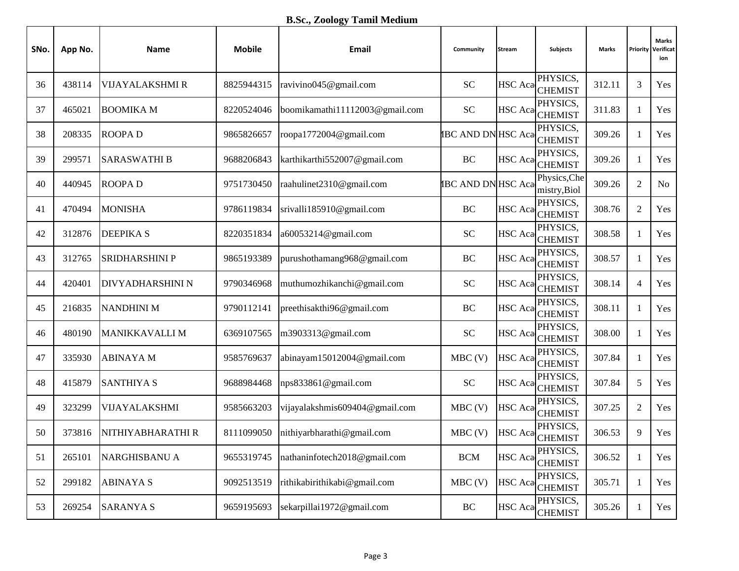**B.Sc., Zoology Tamil Medium**

| SNo. | App No. | Name | Mobile | Email | Community | Stream | Subjects | Marks | Priority | Marks Verification |
|---|---|---|---|---|---|---|---|---|---|---|
| 36 | 438114 | VIJAYALAKSHMI R | 8825944315 | ravivino045@gmail.com | SC | HSC Aca | PHYSICS, CHEMIST | 312.11 | 3 | Yes |
| 37 | 465021 | BOOMIKA M | 8220524046 | boomikamathi11112003@gmail.com | SC | HSC Aca | PHYSICS, CHEMIST | 311.83 | 1 | Yes |
| 38 | 208335 | ROOPA D | 9865826657 | roopa1772004@gmail.com | IBC AND DN | HSC Aca | PHYSICS, CHEMIST | 309.26 | 1 | Yes |
| 39 | 299571 | SARASWATHI B | 9688206843 | karthikarthi552007@gmail.com | BC | HSC Aca | PHYSICS, CHEMIST | 309.26 | 1 | Yes |
| 40 | 440945 | ROOPA D | 9751730450 | raahulinet2310@gmail.com | IBC AND DN | HSC Aca | Physics,Chemistry,Biol | 309.26 | 2 | No |
| 41 | 470494 | MONISHA | 9786119834 | srivalli185910@gmail.com | BC | HSC Aca | PHYSICS, CHEMIST | 308.76 | 2 | Yes |
| 42 | 312876 | DEEPIKA S | 8220351834 | a60053214@gmail.com | SC | HSC Aca | PHYSICS, CHEMIST | 308.58 | 1 | Yes |
| 43 | 312765 | SRIDHARSHINI P | 9865193389 | purushothamang968@gmail.com | BC | HSC Aca | PHYSICS, CHEMIST | 308.57 | 1 | Yes |
| 44 | 420401 | DIVYADHARSHINI N | 9790346968 | muthumozhikanchi@gmail.com | SC | HSC Aca | PHYSICS, CHEMIST | 308.14 | 4 | Yes |
| 45 | 216835 | NANDHINI M | 9790112141 | preethisakthi96@gmail.com | BC | HSC Aca | PHYSICS, CHEMIST | 308.11 | 1 | Yes |
| 46 | 480190 | MANIKKAVALLI M | 6369107565 | m3903313@gmail.com | SC | HSC Aca | PHYSICS, CHEMIST | 308.00 | 1 | Yes |
| 47 | 335930 | ABINAYA M | 9585769637 | abinayam15012004@gmail.com | MBC (V) | HSC Aca | PHYSICS, CHEMIST | 307.84 | 1 | Yes |
| 48 | 415879 | SANTHIYA S | 9688984468 | nps833861@gmail.com | SC | HSC Aca | PHYSICS, CHEMIST | 307.84 | 5 | Yes |
| 49 | 323299 | VIJAYALAKSHMI | 9585663203 | vijayalakshmis609404@gmail.com | MBC (V) | HSC Aca | PHYSICS, CHEMIST | 307.25 | 2 | Yes |
| 50 | 373816 | NITHIYABHARATHI R | 8111099050 | nithiyarbharathi@gmail.com | MBC (V) | HSC Aca | PHYSICS, CHEMIST | 306.53 | 9 | Yes |
| 51 | 265101 | NARGHISBANU A | 9655319745 | nathaninfotech2018@gmail.com | BCM | HSC Aca | PHYSICS, CHEMIST | 306.52 | 1 | Yes |
| 52 | 299182 | ABINAYA S | 9092513519 | rithikabirithikabi@gmail.com | MBC (V) | HSC Aca | PHYSICS, CHEMIST | 305.71 | 1 | Yes |
| 53 | 269254 | SARANYA S | 9659195693 | sekarpillai1972@gmail.com | BC | HSC Aca | PHYSICS, CHEMIST | 305.26 | 1 | Yes |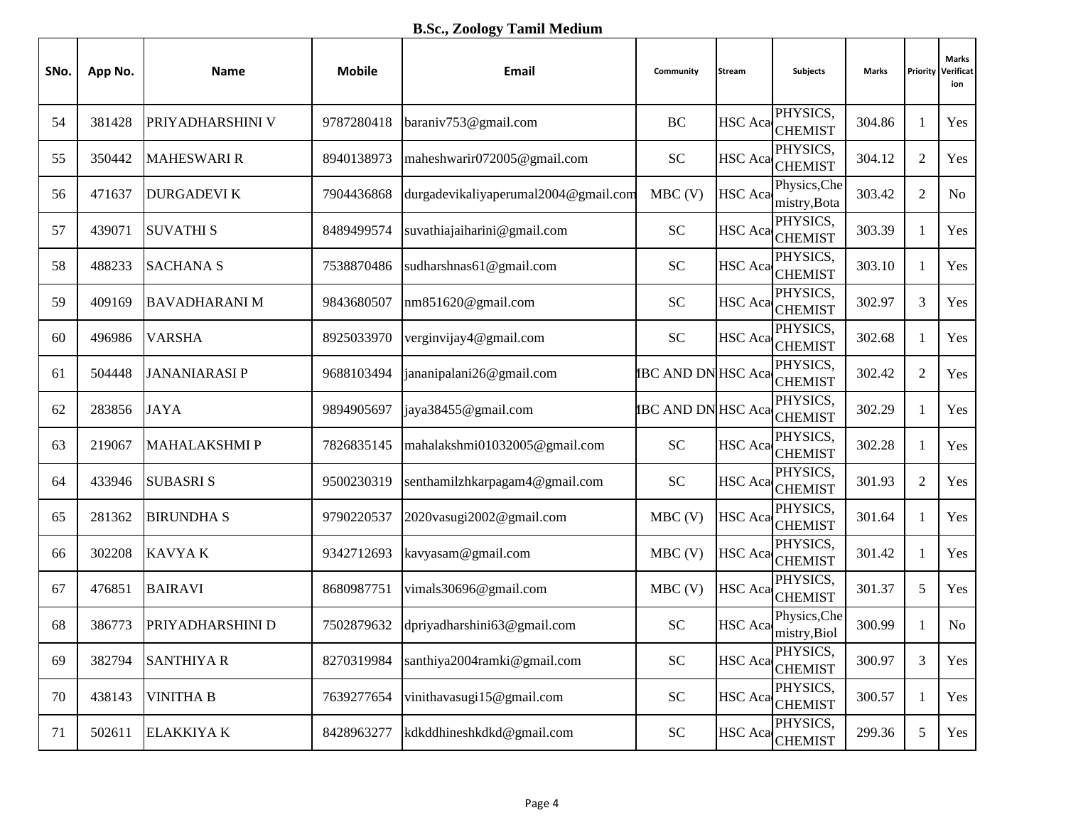**B.Sc., Zoology Tamil Medium**

| SNo. | App No. | Name | Mobile | Email | Community | Stream | Subjects | Marks | Priority | Marks Verification |
|---|---|---|---|---|---|---|---|---|---|---|
| 54 | 381428 | PRIYADHARSHINI V | 9787280418 | baraniv753@gmail.com | BC | HSC Aca | PHYSICS, CHEMIST | 304.86 | 1 | Yes |
| 55 | 350442 | MAHESWARI R | 8940138973 | maheshwarir072005@gmail.com | SC | HSC Aca | PHYSICS, CHEMIST | 304.12 | 2 | Yes |
| 56 | 471637 | DURGADEVI K | 7904436868 | durgadevikaliyaperumal2004@gmail.com | MBC (V) | HSC Aca | Physics,Chemistry,Bota | 303.42 | 2 | No |
| 57 | 439071 | SUVATHI S | 8489499574 | suvathiajaiharini@gmail.com | SC | HSC Aca | PHYSICS, CHEMIST | 303.39 | 1 | Yes |
| 58 | 488233 | SACHANA S | 7538870486 | sudharshnas61@gmail.com | SC | HSC Aca | PHYSICS, CHEMIST | 303.10 | 1 | Yes |
| 59 | 409169 | BAVADHARANI M | 9843680507 | nm851620@gmail.com | SC | HSC Aca | PHYSICS, CHEMIST | 302.97 | 3 | Yes |
| 60 | 496986 | VARSHA | 8925033970 | verginvijay4@gmail.com | SC | HSC Aca | PHYSICS, CHEMIST | 302.68 | 1 | Yes |
| 61 | 504448 | JANANIARASI P | 9688103494 | jananipalani26@gmail.com | MBC AND DN | HSC Aca | PHYSICS, CHEMIST | 302.42 | 2 | Yes |
| 62 | 283856 | JAYA | 9894905697 | jaya38455@gmail.com | MBC AND DN | HSC Aca | PHYSICS, CHEMIST | 302.29 | 1 | Yes |
| 63 | 219067 | MAHALAKSHMI P | 7826835145 | mahalakshmi01032005@gmail.com | SC | HSC Aca | PHYSICS, CHEMIST | 302.28 | 1 | Yes |
| 64 | 433946 | SUBASRI S | 9500230319 | senthamilzhkarpagam4@gmail.com | SC | HSC Aca | PHYSICS, CHEMIST | 301.93 | 2 | Yes |
| 65 | 281362 | BIRUNDHA S | 9790220537 | 2020vasugi2002@gmail.com | MBC (V) | HSC Aca | PHYSICS, CHEMIST | 301.64 | 1 | Yes |
| 66 | 302208 | KAVYA K | 9342712693 | kavyasam@gmail.com | MBC (V) | HSC Aca | PHYSICS, CHEMIST | 301.42 | 1 | Yes |
| 67 | 476851 | BAIRAVI | 8680987751 | vimals30696@gmail.com | MBC (V) | HSC Aca | PHYSICS, CHEMIST | 301.37 | 5 | Yes |
| 68 | 386773 | PRIYADHARSHINI D | 7502879632 | dpriyadharshini63@gmail.com | SC | HSC Aca | Physics,Chemistry,Biol | 300.99 | 1 | No |
| 69 | 382794 | SANTHIYA R | 8270319984 | santhiya2004ramki@gmail.com | SC | HSC Aca | PHYSICS, CHEMIST | 300.97 | 3 | Yes |
| 70 | 438143 | VINITHA B | 7639277654 | vinithavasugi15@gmail.com | SC | HSC Aca | PHYSICS, CHEMIST | 300.57 | 1 | Yes |
| 71 | 502611 | ELAKKIYA K | 8428963277 | kdkddhineshkdkd@gmail.com | SC | HSC Aca | PHYSICS, CHEMIST | 299.36 | 5 | Yes |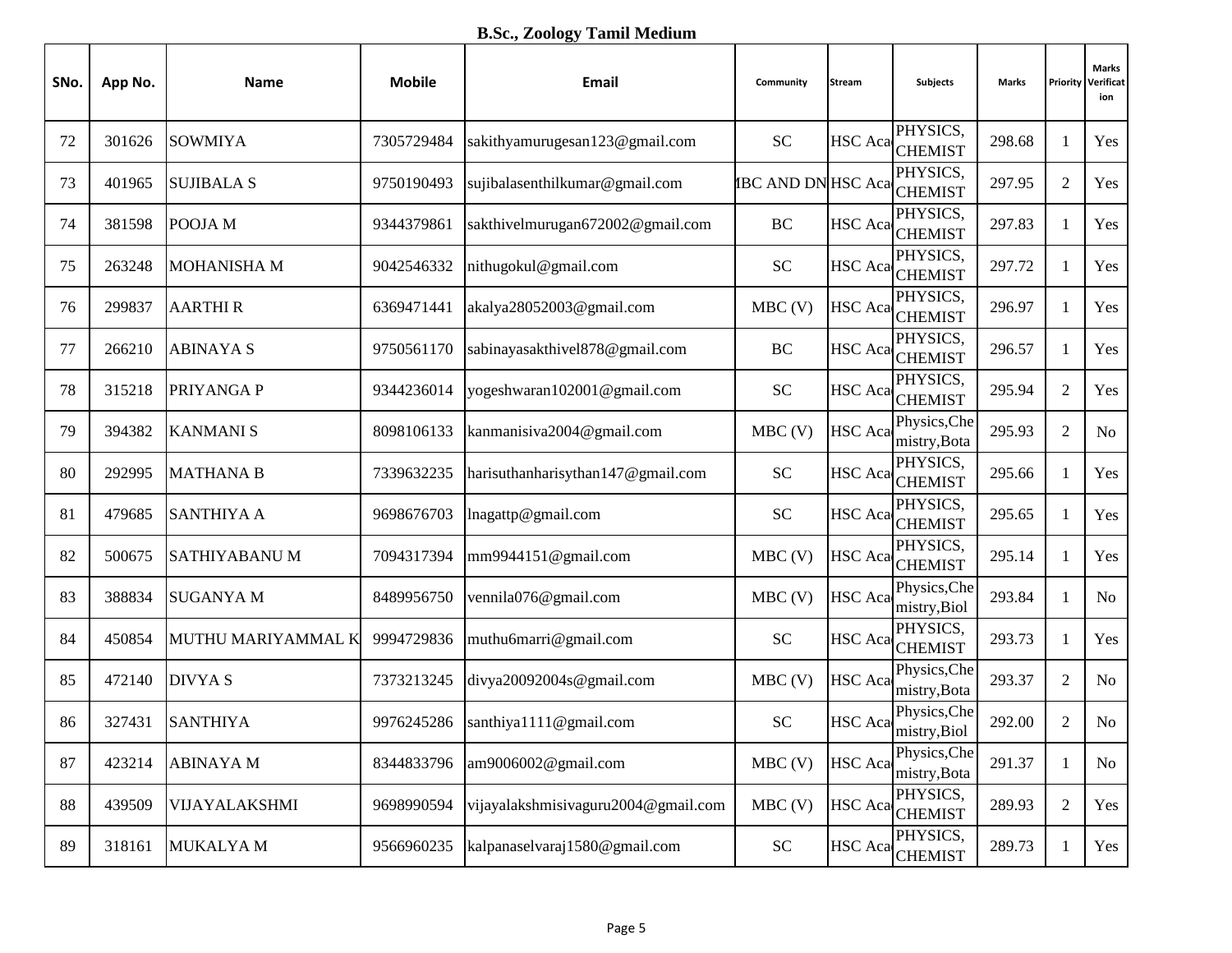**B.Sc., Zoology Tamil Medium**

| SNo. | App No. | Name | Mobile | Email | Community | Stream | Subjects | Marks | Priority | Marks Verification |
|---|---|---|---|---|---|---|---|---|---|---|
| 72 | 301626 | SOWMIYA | 7305729484 | sakithyamurugesan123@gmail.com | SC | HSC Aca | PHYSICS, CHEMIST | 298.68 | 1 | Yes |
| 73 | 401965 | SUJIBALA S | 9750190493 | sujibalasenthilkumar@gmail.com | IBC AND DN | HSC Aca | PHYSICS, CHEMIST | 297.95 | 2 | Yes |
| 74 | 381598 | POOJA M | 9344379861 | sakthivelmurugan672002@gmail.com | BC | HSC Aca | PHYSICS, CHEMIST | 297.83 | 1 | Yes |
| 75 | 263248 | MOHANISHA M | 9042546332 | nithugokul@gmail.com | SC | HSC Aca | PHYSICS, CHEMIST | 297.72 | 1 | Yes |
| 76 | 299837 | AARTHI R | 6369471441 | akalya28052003@gmail.com | MBC (V) | HSC Aca | PHYSICS, CHEMIST | 296.97 | 1 | Yes |
| 77 | 266210 | ABINAYA S | 9750561170 | sabinayasakthivel878@gmail.com | BC | HSC Aca | PHYSICS, CHEMIST | 296.57 | 1 | Yes |
| 78 | 315218 | PRIYANGA P | 9344236014 | yogeshwaran102001@gmail.com | SC | HSC Aca | PHYSICS, CHEMIST | 295.94 | 2 | Yes |
| 79 | 394382 | KANMANI S | 8098106133 | kanmanisiva2004@gmail.com | MBC (V) | HSC Aca | Physics,Chemistry,Bota | 295.93 | 2 | No |
| 80 | 292995 | MATHANA B | 7339632235 | harisuthanharisythan147@gmail.com | SC | HSC Aca | PHYSICS, CHEMIST | 295.66 | 1 | Yes |
| 81 | 479685 | SANTHIYA A | 9698676703 | lnagattp@gmail.com | SC | HSC Aca | PHYSICS, CHEMIST | 295.65 | 1 | Yes |
| 82 | 500675 | SATHIYABANU M | 7094317394 | mm9944151@gmail.com | MBC (V) | HSC Aca | PHYSICS, CHEMIST | 295.14 | 1 | Yes |
| 83 | 388834 | SUGANYA M | 8489956750 | vennila076@gmail.com | MBC (V) | HSC Aca | Physics,Chemistry,Biol | 293.84 | 1 | No |
| 84 | 450854 | MUTHU MARIYAMMAL K | 9994729836 | muthu6marri@gmail.com | SC | HSC Aca | PHYSICS, CHEMIST | 293.73 | 1 | Yes |
| 85 | 472140 | DIVYA S | 7373213245 | divya20092004s@gmail.com | MBC (V) | HSC Aca | Physics,Chemistry,Bota | 293.37 | 2 | No |
| 86 | 327431 | SANTHIYA | 9976245286 | santhiya1111@gmail.com | SC | HSC Aca | Physics,Chemistry,Biol | 292.00 | 2 | No |
| 87 | 423214 | ABINAYA M | 8344833796 | am9006002@gmail.com | MBC (V) | HSC Aca | Physics,Chemistry,Bota | 291.37 | 1 | No |
| 88 | 439509 | VIJAYALAKSHMI | 9698990594 | vijayalakshmisivaguru2004@gmail.com | MBC (V) | HSC Aca | PHYSICS, CHEMIST | 289.93 | 2 | Yes |
| 89 | 318161 | MUKALYA M | 9566960235 | kalpanaselvaraj1580@gmail.com | SC | HSC Aca | PHYSICS, CHEMIST | 289.73 | 1 | Yes |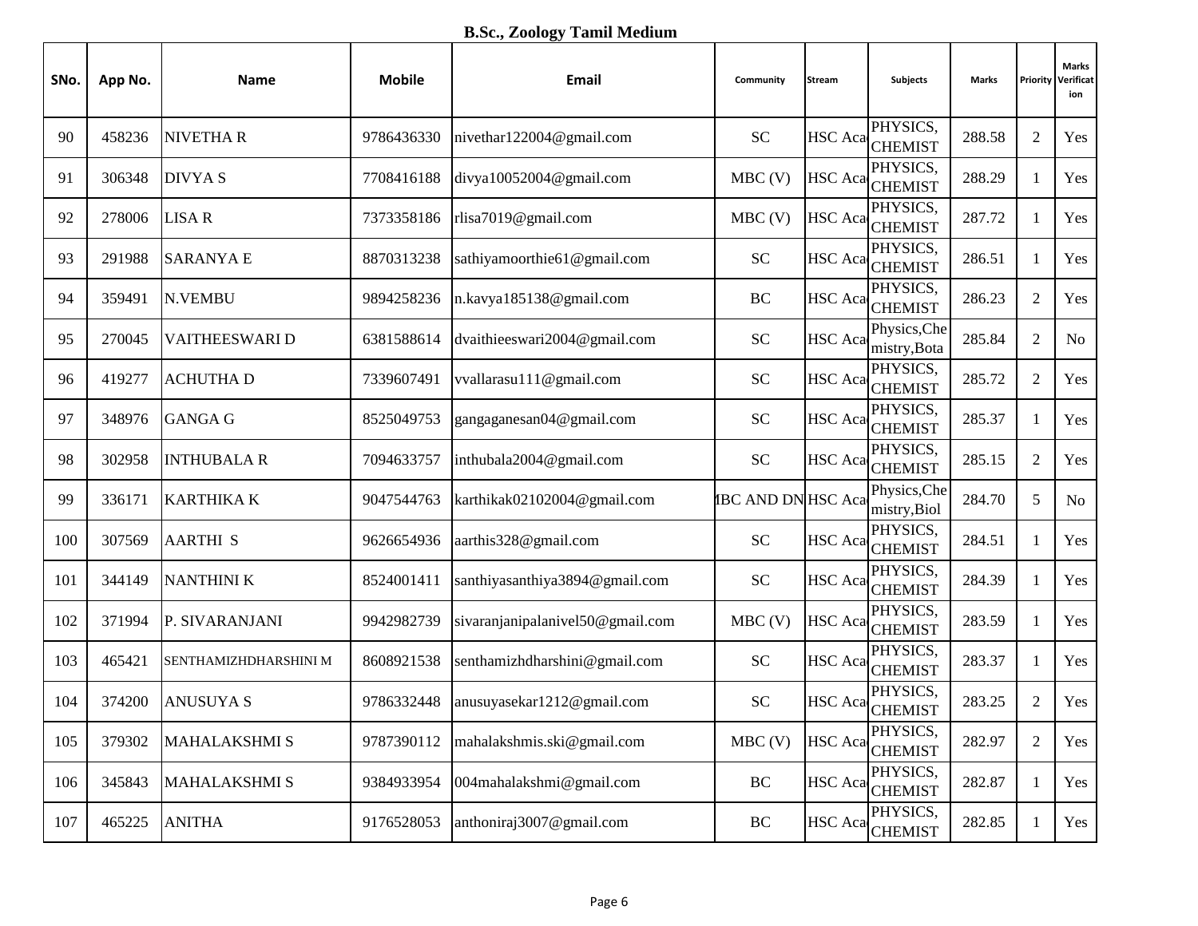**B.Sc., Zoology Tamil Medium**

| SNo. | App No. | Name | Mobile | Email | Community | Stream | Subjects | Marks | Priority | Marks Verification |
|---|---|---|---|---|---|---|---|---|---|---|
| 90 | 458236 | NIVETHA R | 9786436330 | nivethar122004@gmail.com | SC | HSC Aca | PHYSICS, CHEMIST | 288.58 | 2 | Yes |
| 91 | 306348 | DIVYA S | 7708416188 | divya10052004@gmail.com | MBC (V) | HSC Aca | PHYSICS, CHEMIST | 288.29 | 1 | Yes |
| 92 | 278006 | LISA R | 7373358186 | rlisa7019@gmail.com | MBC (V) | HSC Aca | PHYSICS, CHEMIST | 287.72 | 1 | Yes |
| 93 | 291988 | SARANYA E | 8870313238 | sathiyamoorthie61@gmail.com | SC | HSC Aca | PHYSICS, CHEMIST | 286.51 | 1 | Yes |
| 94 | 359491 | N.VEMBU | 9894258236 | n.kavya185138@gmail.com | BC | HSC Aca | PHYSICS, CHEMIST | 286.23 | 2 | Yes |
| 95 | 270045 | VAITHEESWARI D | 6381588614 | dvaithieeswari2004@gmail.com | SC | HSC Aca | Physics,Chemistry,Bota | 285.84 | 2 | No |
| 96 | 419277 | ACHUTHA D | 7339607491 | vvallarasu111@gmail.com | SC | HSC Aca | PHYSICS, CHEMIST | 285.72 | 2 | Yes |
| 97 | 348976 | GANGA G | 8525049753 | gangaganesan04@gmail.com | SC | HSC Aca | PHYSICS, CHEMIST | 285.37 | 1 | Yes |
| 98 | 302958 | INTHUBALA R | 7094633757 | inthubala2004@gmail.com | SC | HSC Aca | PHYSICS, CHEMIST | 285.15 | 2 | Yes |
| 99 | 336171 | KARTHIKA K | 9047544763 | karthikak02102004@gmail.com | MBC AND DN | HSC Aca | Physics,Chemistry,Biol | 284.70 | 5 | No |
| 100 | 307569 | AARTHI S | 9626654936 | aarthis328@gmail.com | SC | HSC Aca | PHYSICS, CHEMIST | 284.51 | 1 | Yes |
| 101 | 344149 | NANTHINI K | 8524001411 | santhiyasanthiya3894@gmail.com | SC | HSC Aca | PHYSICS, CHEMIST | 284.39 | 1 | Yes |
| 102 | 371994 | P. SIVARANJANI | 9942982739 | sivaranjanipalanivel50@gmail.com | MBC (V) | HSC Aca | PHYSICS, CHEMIST | 283.59 | 1 | Yes |
| 103 | 465421 | SENTHAMIZHDHARSHINI M | 8608921538 | senthamizhdharshini@gmail.com | SC | HSC Aca | PHYSICS, CHEMIST | 283.37 | 1 | Yes |
| 104 | 374200 | ANUSUYA S | 9786332448 | anusuyasekar1212@gmail.com | SC | HSC Aca | PHYSICS, CHEMIST | 283.25 | 2 | Yes |
| 105 | 379302 | MAHALAKSHMI S | 9787390112 | mahalakshmis.ski@gmail.com | MBC (V) | HSC Aca | PHYSICS, CHEMIST | 282.97 | 2 | Yes |
| 106 | 345843 | MAHALAKSHMI S | 9384933954 | 004mahalakshmi@gmail.com | BC | HSC Aca | PHYSICS, CHEMIST | 282.87 | 1 | Yes |
| 107 | 465225 | ANITHA | 9176528053 | anthoniraj3007@gmail.com | BC | HSC Aca | PHYSICS, CHEMIST | 282.85 | 1 | Yes |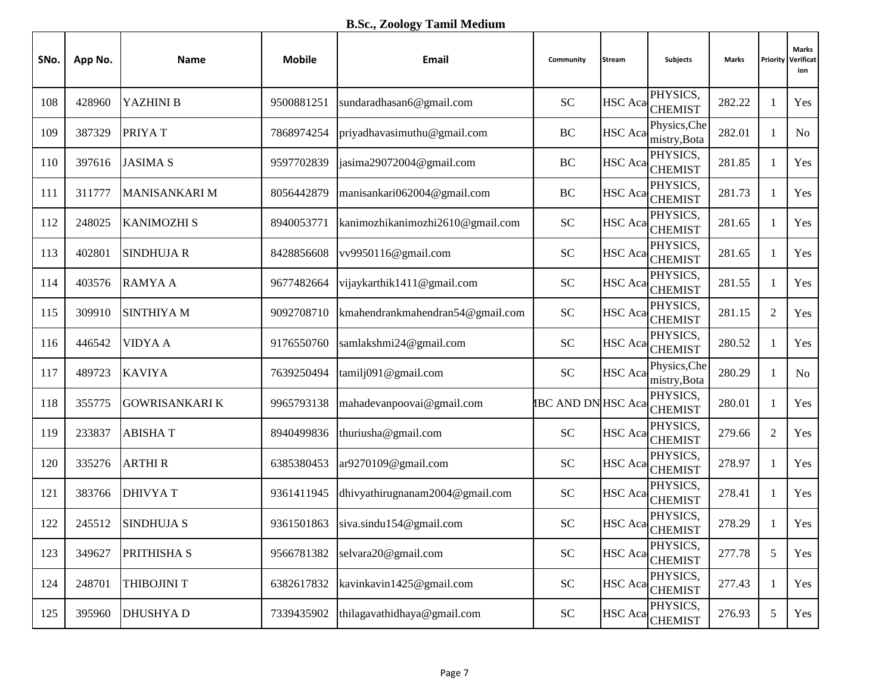**B.Sc., Zoology Tamil Medium**

| SNo. | App No. | Name | Mobile | Email | Community | Stream | Subjects | Marks | Priority | Marks Verification |
|---|---|---|---|---|---|---|---|---|---|---|
| 108 | 428960 | YAZHINI B | 9500881251 | sundaradhasan6@gmail.com | SC | HSC Aca | PHYSICS, CHEMIST | 282.22 | 1 | Yes |
| 109 | 387329 | PRIYA T | 7868974254 | priyadhavasimuthu@gmail.com | BC | HSC Aca | Physics,Chemistry,Bota | 282.01 | 1 | No |
| 110 | 397616 | JASIMA S | 9597702839 | jasima29072004@gmail.com | BC | HSC Aca | PHYSICS, CHEMIST | 281.85 | 1 | Yes |
| 111 | 311777 | MANISANKARI M | 8056442879 | manisankari062004@gmail.com | BC | HSC Aca | PHYSICS, CHEMIST | 281.73 | 1 | Yes |
| 112 | 248025 | KANIMOZHI S | 8940053771 | kanimozhikanimozhi2610@gmail.com | SC | HSC Aca | PHYSICS, CHEMIST | 281.65 | 1 | Yes |
| 113 | 402801 | SINDHUJA R | 8428856608 | vv9950116@gmail.com | SC | HSC Aca | PHYSICS, CHEMIST | 281.65 | 1 | Yes |
| 114 | 403576 | RAMYA A | 9677482664 | vijaykarthik1411@gmail.com | SC | HSC Aca | PHYSICS, CHEMIST | 281.55 | 1 | Yes |
| 115 | 309910 | SINTHIYA M | 9092708710 | kmahendrankmahendran54@gmail.com | SC | HSC Aca | PHYSICS, CHEMIST | 281.15 | 2 | Yes |
| 116 | 446542 | VIDYA A | 9176550760 | samlakshmi24@gmail.com | SC | HSC Aca | PHYSICS, CHEMIST | 280.52 | 1 | Yes |
| 117 | 489723 | KAVIYA | 7639250494 | tamilj091@gmail.com | SC | HSC Aca | Physics,Chemistry,Bota | 280.29 | 1 | No |
| 118 | 355775 | GOWRISANKARI K | 9965793138 | mahadevanpoovai@gmail.com | IBC AND DN | HSC Aca | PHYSICS, CHEMIST | 280.01 | 1 | Yes |
| 119 | 233837 | ABISHA T | 8940499836 | thuriusha@gmail.com | SC | HSC Aca | PHYSICS, CHEMIST | 279.66 | 2 | Yes |
| 120 | 335276 | ARTHI R | 6385380453 | ar9270109@gmail.com | SC | HSC Aca | PHYSICS, CHEMIST | 278.97 | 1 | Yes |
| 121 | 383766 | DHIVYA T | 9361411945 | dhivyathirugnanam2004@gmail.com | SC | HSC Aca | PHYSICS, CHEMIST | 278.41 | 1 | Yes |
| 122 | 245512 | SINDHUJA S | 9361501863 | siva.sindu154@gmail.com | SC | HSC Aca | PHYSICS, CHEMIST | 278.29 | 1 | Yes |
| 123 | 349627 | PRITHISHA S | 9566781382 | selvara20@gmail.com | SC | HSC Aca | PHYSICS, CHEMIST | 277.78 | 5 | Yes |
| 124 | 248701 | THIBOJINI T | 6382617832 | kavinkavin1425@gmail.com | SC | HSC Aca | PHYSICS, CHEMIST | 277.43 | 1 | Yes |
| 125 | 395960 | DHUSHYA D | 7339435902 | thilagavathidhaya@gmail.com | SC | HSC Aca | PHYSICS, CHEMIST | 276.93 | 5 | Yes |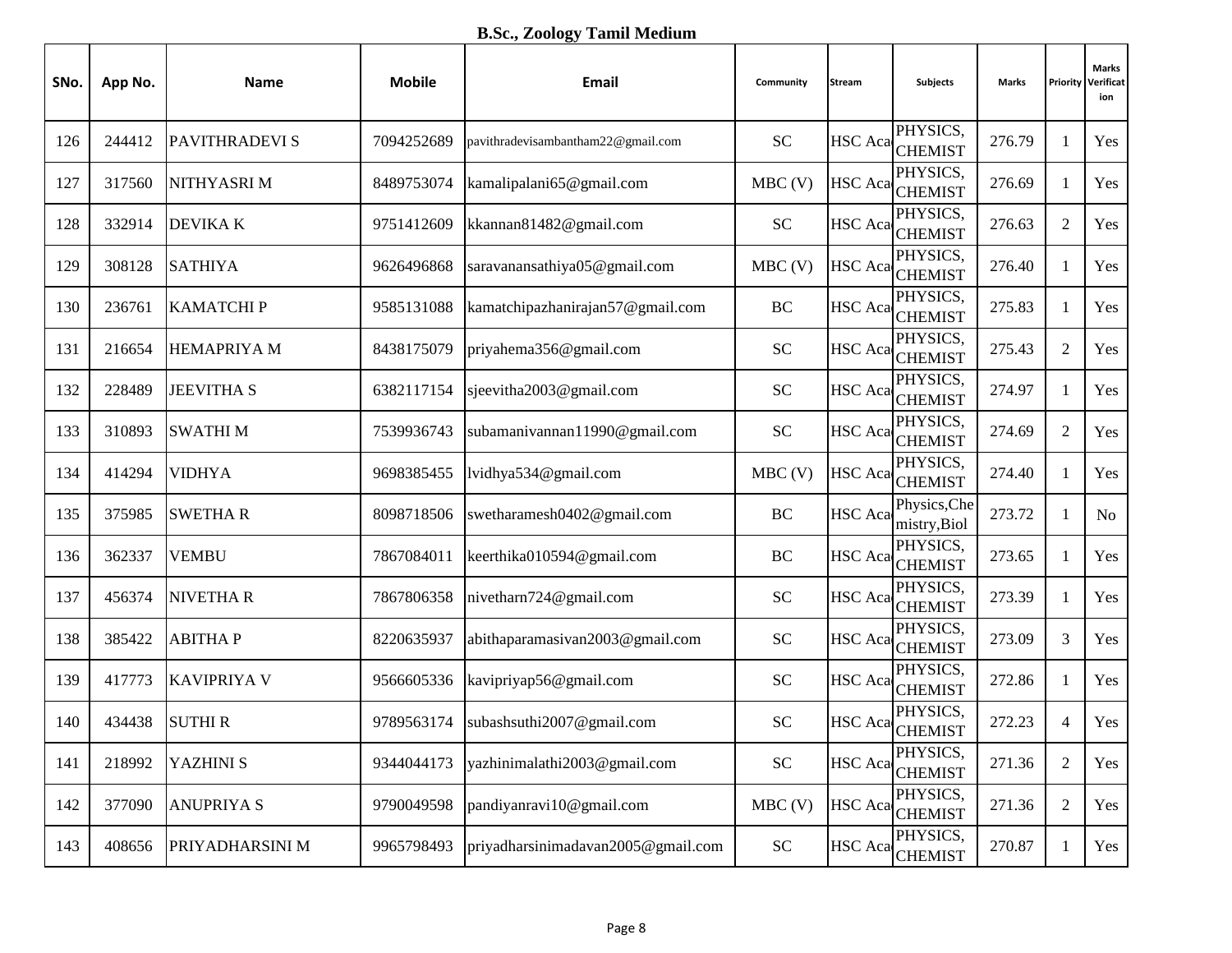## B.Sc., Zoology Tamil Medium

| SNo. | App No. | Name | Mobile | Email | Community | Stream | Subjects | Marks | Priority | Marks Verification |
|---|---|---|---|---|---|---|---|---|---|---|
| 126 | 244412 | PAVITHRADEVI S | 7094252689 | pavithradevisambantham22@gmail.com | SC | HSC Aca | PHYSICS, CHEMIST | 276.79 | 1 | Yes |
| 127 | 317560 | NITHYASRI M | 8489753074 | kamalipalani65@gmail.com | MBC (V) | HSC Aca | PHYSICS, CHEMIST | 276.69 | 1 | Yes |
| 128 | 332914 | DEVIKA K | 9751412609 | kkannan81482@gmail.com | SC | HSC Aca | PHYSICS, CHEMIST | 276.63 | 2 | Yes |
| 129 | 308128 | SATHIYA | 9626496868 | saravanansathiya05@gmail.com | MBC (V) | HSC Aca | PHYSICS, CHEMIST | 276.40 | 1 | Yes |
| 130 | 236761 | KAMATCHI P | 9585131088 | kamatchipazhanirajan57@gmail.com | BC | HSC Aca | PHYSICS, CHEMIST | 275.83 | 1 | Yes |
| 131 | 216654 | HEMAPRIYA M | 8438175079 | priyahema356@gmail.com | SC | HSC Aca | PHYSICS, CHEMIST | 275.43 | 2 | Yes |
| 132 | 228489 | JEEVITHA S | 6382117154 | sjeevitha2003@gmail.com | SC | HSC Aca | PHYSICS, CHEMIST | 274.97 | 1 | Yes |
| 133 | 310893 | SWATHI M | 7539936743 | subamanivannan11990@gmail.com | SC | HSC Aca | PHYSICS, CHEMIST | 274.69 | 2 | Yes |
| 134 | 414294 | VIDHYA | 9698385455 | lvidhya534@gmail.com | MBC (V) | HSC Aca | PHYSICS, CHEMIST | 274.40 | 1 | Yes |
| 135 | 375985 | SWETHA R | 8098718506 | swetharamesh0402@gmail.com | BC | HSC Aca | Physics,Chemistry,Biol | 273.72 | 1 | No |
| 136 | 362337 | VEMBU | 7867084011 | keerthika010594@gmail.com | BC | HSC Aca | PHYSICS, CHEMIST | 273.65 | 1 | Yes |
| 137 | 456374 | NIVETHA R | 7867806358 | nivetharn724@gmail.com | SC | HSC Aca | PHYSICS, CHEMIST | 273.39 | 1 | Yes |
| 138 | 385422 | ABITHA P | 8220635937 | abithaparamasivan2003@gmail.com | SC | HSC Aca | PHYSICS, CHEMIST | 273.09 | 3 | Yes |
| 139 | 417773 | KAVIPRIYA V | 9566605336 | kavipriyap56@gmail.com | SC | HSC Aca | PHYSICS, CHEMIST | 272.86 | 1 | Yes |
| 140 | 434438 | SUTHI R | 9789563174 | subashsuthi2007@gmail.com | SC | HSC Aca | PHYSICS, CHEMIST | 272.23 | 4 | Yes |
| 141 | 218992 | YAZHINI S | 9344044173 | yazhinimalathi2003@gmail.com | SC | HSC Aca | PHYSICS, CHEMIST | 271.36 | 2 | Yes |
| 142 | 377090 | ANUPRIYA S | 9790049598 | pandiyanravi10@gmail.com | MBC (V) | HSC Aca | PHYSICS, CHEMIST | 271.36 | 2 | Yes |
| 143 | 408656 | PRIYADHARSINI M | 9965798493 | priyadharsinimadavan2005@gmail.com | SC | HSC Aca | PHYSICS, CHEMIST | 270.87 | 1 | Yes |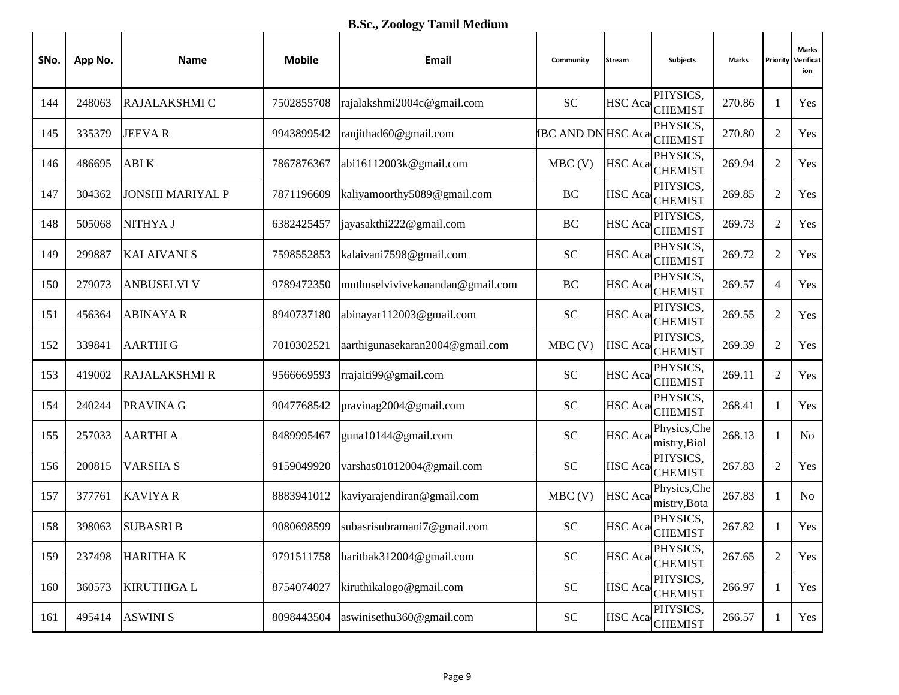**B.Sc., Zoology Tamil Medium**

| SNo. | App No. | Name | Mobile | Email | Community | Stream | Subjects | Marks | Priority | Marks Verification |
|---|---|---|---|---|---|---|---|---|---|---|
| 144 | 248063 | RAJALAKSHMI C | 7502855708 | rajalakshmi2004c@gmail.com | SC | HSC Aca | PHYSICS, CHEMIST | 270.86 | 1 | Yes |
| 145 | 335379 | JEEVA R | 9943899542 | ranjithad60@gmail.com | IBC AND DN | HSC Aca | PHYSICS, CHEMIST | 270.80 | 2 | Yes |
| 146 | 486695 | ABI K | 7867876367 | abi16112003k@gmail.com | MBC (V) | HSC Aca | PHYSICS, CHEMIST | 269.94 | 2 | Yes |
| 147 | 304362 | JONSHI MARIYAL P | 7871196609 | kaliyamoorthy5089@gmail.com | BC | HSC Aca | PHYSICS, CHEMIST | 269.85 | 2 | Yes |
| 148 | 505068 | NITHYA J | 6382425457 | jayasakthi222@gmail.com | BC | HSC Aca | PHYSICS, CHEMIST | 269.73 | 2 | Yes |
| 149 | 299887 | KALAIVANI S | 7598552853 | kalaivani7598@gmail.com | SC | HSC Aca | PHYSICS, CHEMIST | 269.72 | 2 | Yes |
| 150 | 279073 | ANBUSELVI V | 9789472350 | muthuselvivivekanandan@gmail.com | BC | HSC Aca | PHYSICS, CHEMIST | 269.57 | 4 | Yes |
| 151 | 456364 | ABINAYA R | 8940737180 | abinayar112003@gmail.com | SC | HSC Aca | PHYSICS, CHEMIST | 269.55 | 2 | Yes |
| 152 | 339841 | AARTHI G | 7010302521 | aarthigunasekaran2004@gmail.com | MBC (V) | HSC Aca | PHYSICS, CHEMIST | 269.39 | 2 | Yes |
| 153 | 419002 | RAJALAKSHMI R | 9566669593 | rrajaiti99@gmail.com | SC | HSC Aca | PHYSICS, CHEMIST | 269.11 | 2 | Yes |
| 154 | 240244 | PRAVINA G | 9047768542 | pravinag2004@gmail.com | SC | HSC Aca | PHYSICS, CHEMIST | 268.41 | 1 | Yes |
| 155 | 257033 | AARTHI A | 8489995467 | guna10144@gmail.com | SC | HSC Aca | Physics,Chemistry,Biol | 268.13 | 1 | No |
| 156 | 200815 | VARSHA S | 9159049920 | varshas01012004@gmail.com | SC | HSC Aca | PHYSICS, CHEMIST | 267.83 | 2 | Yes |
| 157 | 377761 | KAVIYA R | 8883941012 | kaviyarajendiran@gmail.com | MBC (V) | HSC Aca | Physics,Chemistry,Bota | 267.83 | 1 | No |
| 158 | 398063 | SUBASRI B | 9080698599 | subasrisubramani7@gmail.com | SC | HSC Aca | PHYSICS, CHEMIST | 267.82 | 1 | Yes |
| 159 | 237498 | HARITHA K | 9791511758 | harithak312004@gmail.com | SC | HSC Aca | PHYSICS, CHEMIST | 267.65 | 2 | Yes |
| 160 | 360573 | KIRUTHIGA L | 8754074027 | kiruthikalogo@gmail.com | SC | HSC Aca | PHYSICS, CHEMIST | 266.97 | 1 | Yes |
| 161 | 495414 | ASWINI S | 8098443504 | aswinisethu360@gmail.com | SC | HSC Aca | PHYSICS, CHEMIST | 266.57 | 1 | Yes |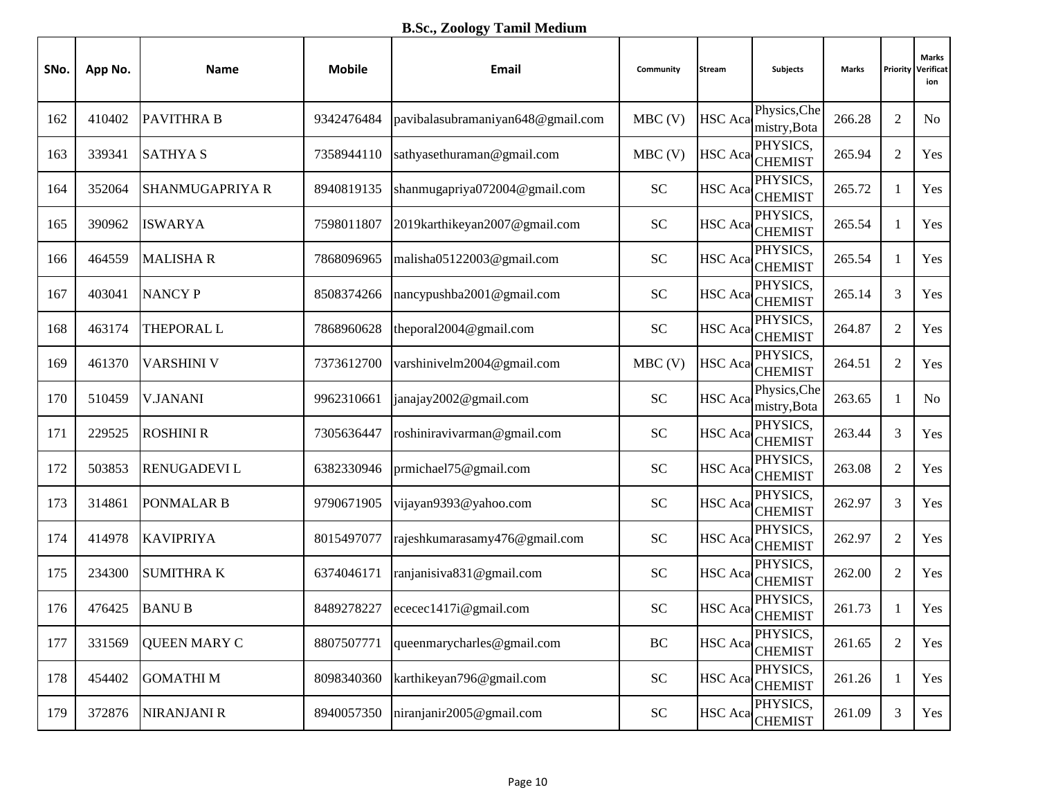**B.Sc., Zoology Tamil Medium**

| SNo. | App No. | Name | Mobile | Email | Community | Stream | Subjects | Marks | Priority | Marks Verification |
|---|---|---|---|---|---|---|---|---|---|---|
| 162 | 410402 | PAVITHRA B | 9342476484 | pavibalasubramaniyan648@gmail.com | MBC (V) | HSC Aca | Physics,Chemistry,Bota | 266.28 | 2 | No |
| 163 | 339341 | SATHYA S | 7358944110 | sathyasethuraman@gmail.com | MBC (V) | HSC Aca | PHYSICS, CHEMIST | 265.94 | 2 | Yes |
| 164 | 352064 | SHANMUGAPRIYA R | 8940819135 | shanmugapriya072004@gmail.com | SC | HSC Aca | PHYSICS, CHEMIST | 265.72 | 1 | Yes |
| 165 | 390962 | ISWARYA | 7598011807 | 2019karthikeyan2007@gmail.com | SC | HSC Aca | PHYSICS, CHEMIST | 265.54 | 1 | Yes |
| 166 | 464559 | MALISHA R | 7868096965 | malisha05122003@gmail.com | SC | HSC Aca | PHYSICS, CHEMIST | 265.54 | 1 | Yes |
| 167 | 403041 | NANCY P | 8508374266 | nancypushba2001@gmail.com | SC | HSC Aca | PHYSICS, CHEMIST | 265.14 | 3 | Yes |
| 168 | 463174 | THEPORAL L | 7868960628 | theporal2004@gmail.com | SC | HSC Aca | PHYSICS, CHEMIST | 264.87 | 2 | Yes |
| 169 | 461370 | VARSHINI V | 7373612700 | varshinivelm2004@gmail.com | MBC (V) | HSC Aca | PHYSICS, CHEMIST | 264.51 | 2 | Yes |
| 170 | 510459 | V.JANANI | 9962310661 | janajay2002@gmail.com | SC | HSC Aca | Physics,Chemistry,Bota | 263.65 | 1 | No |
| 171 | 229525 | ROSHINI R | 7305636447 | roshiniravivarman@gmail.com | SC | HSC Aca | PHYSICS, CHEMIST | 263.44 | 3 | Yes |
| 172 | 503853 | RENUGADEVI L | 6382330946 | prmichael75@gmail.com | SC | HSC Aca | PHYSICS, CHEMIST | 263.08 | 2 | Yes |
| 173 | 314861 | PONMALAR B | 9790671905 | vijayan9393@yahoo.com | SC | HSC Aca | PHYSICS, CHEMIST | 262.97 | 3 | Yes |
| 174 | 414978 | KAVIPRIYA | 8015497077 | rajeshkumarasamy476@gmail.com | SC | HSC Aca | PHYSICS, CHEMIST | 262.97 | 2 | Yes |
| 175 | 234300 | SUMITHRA K | 6374046171 | ranjanisiva831@gmail.com | SC | HSC Aca | PHYSICS, CHEMIST | 262.00 | 2 | Yes |
| 176 | 476425 | BANU B | 8489278227 | ececec1417i@gmail.com | SC | HSC Aca | PHYSICS, CHEMIST | 261.73 | 1 | Yes |
| 177 | 331569 | QUEEN MARY C | 8807507771 | queenmarycharles@gmail.com | BC | HSC Aca | PHYSICS, CHEMIST | 261.65 | 2 | Yes |
| 178 | 454402 | GOMATHI M | 8098340360 | karthikeyan796@gmail.com | SC | HSC Aca | PHYSICS, CHEMIST | 261.26 | 1 | Yes |
| 179 | 372876 | NIRANJANI R | 8940057350 | niranjanir2005@gmail.com | SC | HSC Aca | PHYSICS, CHEMIST | 261.09 | 3 | Yes |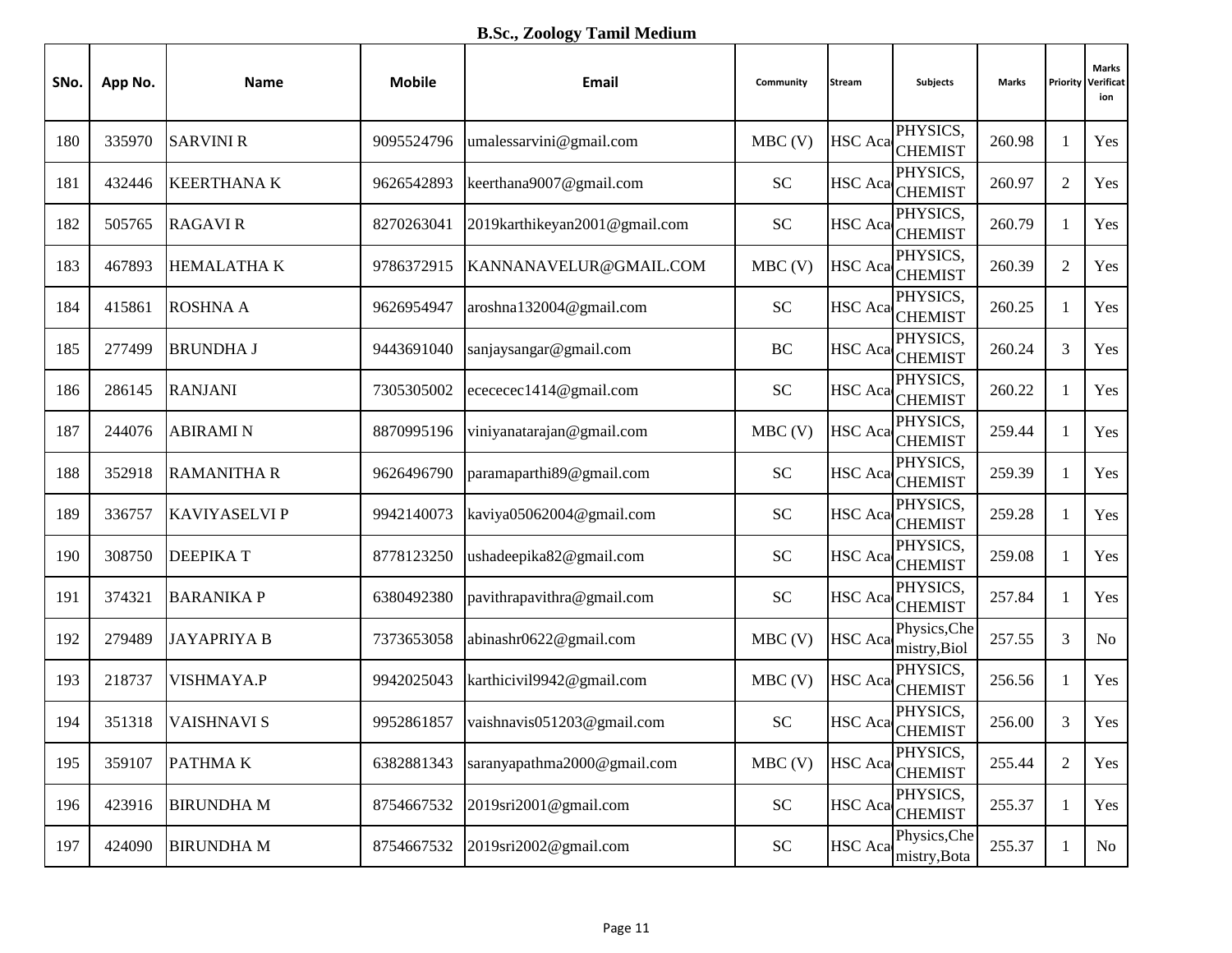**B.Sc., Zoology Tamil Medium**

| SNo. | App No. | Name | Mobile | Email | Community | Stream | Subjects | Marks | Priority | Marks Verification |
|---|---|---|---|---|---|---|---|---|---|---|
| 180 | 335970 | SARVINI R | 9095524796 | umalessarvini@gmail.com | MBC (V) | HSC Aca | PHYSICS, CHEMIST | 260.98 | 1 | Yes |
| 181 | 432446 | KEERTHANA K | 9626542893 | keerthana9007@gmail.com | SC | HSC Aca | PHYSICS, CHEMIST | 260.97 | 2 | Yes |
| 182 | 505765 | RAGAVI R | 8270263041 | 2019karthikeyan2001@gmail.com | SC | HSC Aca | PHYSICS, CHEMIST | 260.79 | 1 | Yes |
| 183 | 467893 | HEMALATHA K | 9786372915 | KANNANAVELUR@GMAIL.COM | MBC (V) | HSC Aca | PHYSICS, CHEMIST | 260.39 | 2 | Yes |
| 184 | 415861 | ROSHNA A | 9626954947 | aroshna132004@gmail.com | SC | HSC Aca | PHYSICS, CHEMIST | 260.25 | 1 | Yes |
| 185 | 277499 | BRUNDHA J | 9443691040 | sanjaysangar@gmail.com | BC | HSC Aca | PHYSICS, CHEMIST | 260.24 | 3 | Yes |
| 186 | 286145 | RANJANI | 7305305002 | ecececec1414@gmail.com | SC | HSC Aca | PHYSICS, CHEMIST | 260.22 | 1 | Yes |
| 187 | 244076 | ABIRAMI N | 8870995196 | viniyanatarajan@gmail.com | MBC (V) | HSC Aca | PHYSICS, CHEMIST | 259.44 | 1 | Yes |
| 188 | 352918 | RAMANITHA R | 9626496790 | paramaparthi89@gmail.com | SC | HSC Aca | PHYSICS, CHEMIST | 259.39 | 1 | Yes |
| 189 | 336757 | KAVIYASELVI P | 9942140073 | kaviya05062004@gmail.com | SC | HSC Aca | PHYSICS, CHEMIST | 259.28 | 1 | Yes |
| 190 | 308750 | DEEPIKA T | 8778123250 | ushadeepika82@gmail.com | SC | HSC Aca | PHYSICS, CHEMIST | 259.08 | 1 | Yes |
| 191 | 374321 | BARANIKA P | 6380492380 | pavithrapavithra@gmail.com | SC | HSC Aca | PHYSICS, CHEMIST | 257.84 | 1 | Yes |
| 192 | 279489 | JAYAPRIYA B | 7373653058 | abinashr0622@gmail.com | MBC (V) | HSC Aca | Physics,Chemistry,Biol | 257.55 | 3 | No |
| 193 | 218737 | VISHMAYA.P | 9942025043 | karthicivil9942@gmail.com | MBC (V) | HSC Aca | PHYSICS, CHEMIST | 256.56 | 1 | Yes |
| 194 | 351318 | VAISHNAVI S | 9952861857 | vaishnavis051203@gmail.com | SC | HSC Aca | PHYSICS, CHEMIST | 256.00 | 3 | Yes |
| 195 | 359107 | PATHMA K | 6382881343 | saranyapathma2000@gmail.com | MBC (V) | HSC Aca | PHYSICS, CHEMIST | 255.44 | 2 | Yes |
| 196 | 423916 | BIRUNDHA M | 8754667532 | 2019sri2001@gmail.com | SC | HSC Aca | PHYSICS, CHEMIST | 255.37 | 1 | Yes |
| 197 | 424090 | BIRUNDHA M | 8754667532 | 2019sri2002@gmail.com | SC | HSC Aca | Physics,Chemistry,Bota | 255.37 | 1 | No |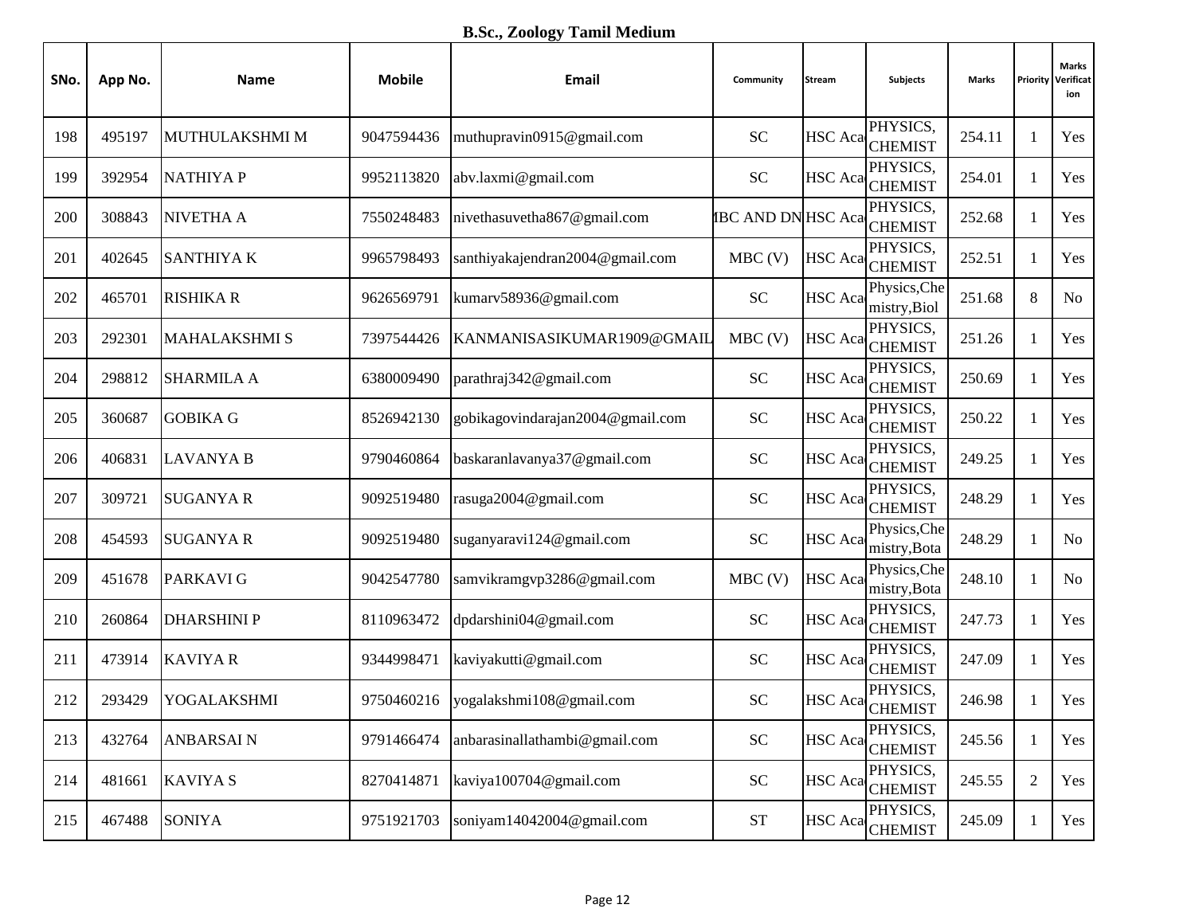**B.Sc., Zoology Tamil Medium**

| SNo. | App No. | Name | Mobile | Email | Community | Stream | Subjects | Marks | Priority | Marks Verification |
|---|---|---|---|---|---|---|---|---|---|---|
| 198 | 495197 | MUTHULAKSHMI M | 9047594436 | muthupravin0915@gmail.com | SC | HSC Aca | PHYSICS, CHEMIST | 254.11 | 1 | Yes |
| 199 | 392954 | NATHIYA P | 9952113820 | abv.laxmi@gmail.com | SC | HSC Aca | PHYSICS, CHEMIST | 254.01 | 1 | Yes |
| 200 | 308843 | NIVETHA A | 7550248483 | nivethasuvetha867@gmail.com | IBC AND DN | HSC Aca | PHYSICS, CHEMIST | 252.68 | 1 | Yes |
| 201 | 402645 | SANTHIYA K | 9965798493 | santhiyakajendran2004@gmail.com | MBC (V) | HSC Aca | PHYSICS, CHEMIST | 252.51 | 1 | Yes |
| 202 | 465701 | RISHIKA R | 9626569791 | kumarv58936@gmail.com | SC | HSC Aca | Physics,Chemistry,Biol | 251.68 | 8 | No |
| 203 | 292301 | MAHALAKSHMI S | 7397544426 | KANMANISASIKUMAR1909@GMAIL | MBC (V) | HSC Aca | PHYSICS, CHEMIST | 251.26 | 1 | Yes |
| 204 | 298812 | SHARMILA A | 6380009490 | parathraj342@gmail.com | SC | HSC Aca | PHYSICS, CHEMIST | 250.69 | 1 | Yes |
| 205 | 360687 | GOBIKA G | 8526942130 | gobikagovindarajan2004@gmail.com | SC | HSC Aca | PHYSICS, CHEMIST | 250.22 | 1 | Yes |
| 206 | 406831 | LAVANYA B | 9790460864 | baskaranlavanya37@gmail.com | SC | HSC Aca | PHYSICS, CHEMIST | 249.25 | 1 | Yes |
| 207 | 309721 | SUGANYA R | 9092519480 | rasuga2004@gmail.com | SC | HSC Aca | PHYSICS, CHEMIST | 248.29 | 1 | Yes |
| 208 | 454593 | SUGANYA R | 9092519480 | suganyaravi124@gmail.com | SC | HSC Aca | Physics,Chemistry,Bota | 248.29 | 1 | No |
| 209 | 451678 | PARKAVI G | 9042547780 | samvikramgvp3286@gmail.com | MBC (V) | HSC Aca | Physics,Chemistry,Bota | 248.10 | 1 | No |
| 210 | 260864 | DHARSHINI P | 8110963472 | dpdarshini04@gmail.com | SC | HSC Aca | PHYSICS, CHEMIST | 247.73 | 1 | Yes |
| 211 | 473914 | KAVIYA R | 9344998471 | kaviyakutti@gmail.com | SC | HSC Aca | PHYSICS, CHEMIST | 247.09 | 1 | Yes |
| 212 | 293429 | YOGALAKSHMI | 9750460216 | yogalakshmi108@gmail.com | SC | HSC Aca | PHYSICS, CHEMIST | 246.98 | 1 | Yes |
| 213 | 432764 | ANBARSAI N | 9791466474 | anbarasinallathambi@gmail.com | SC | HSC Aca | PHYSICS, CHEMIST | 245.56 | 1 | Yes |
| 214 | 481661 | KAVIYA S | 8270414871 | kaviya100704@gmail.com | SC | HSC Aca | PHYSICS, CHEMIST | 245.55 | 2 | Yes |
| 215 | 467488 | SONIYA | 9751921703 | soniyam14042004@gmail.com | ST | HSC Aca | PHYSICS, CHEMIST | 245.09 | 1 | Yes |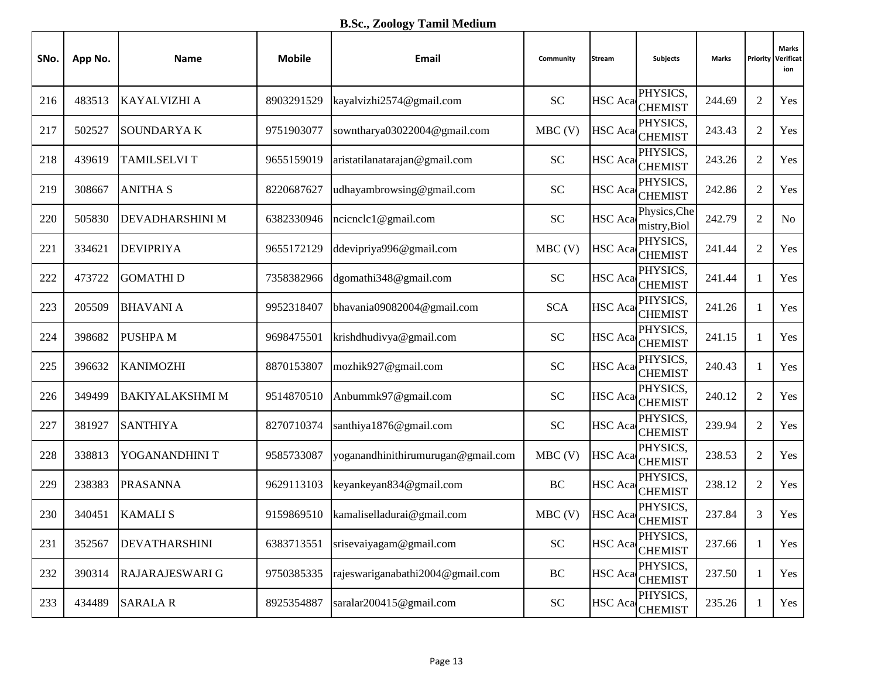**B.Sc., Zoology Tamil Medium**

| SNo. | App No. | Name | Mobile | Email | Community | Stream | Subjects | Marks | Priority | Marks Verification |
|---|---|---|---|---|---|---|---|---|---|---|
| 216 | 483513 | KAYALVIZHI A | 8903291529 | kayalvizhi2574@gmail.com | SC | HSC Aca | PHYSICS, CHEMIST | 244.69 | 2 | Yes |
| 217 | 502527 | SOUNDARYA K | 9751903077 | sowntharya03022004@gmail.com | MBC (V) | HSC Aca | PHYSICS, CHEMIST | 243.43 | 2 | Yes |
| 218 | 439619 | TAMILSELVI T | 9655159019 | aristatilanatarajan@gmail.com | SC | HSC Aca | PHYSICS, CHEMIST | 243.26 | 2 | Yes |
| 219 | 308667 | ANITHA S | 8220687627 | udhayambrowsing@gmail.com | SC | HSC Aca | PHYSICS, CHEMIST | 242.86 | 2 | Yes |
| 220 | 505830 | DEVADHARSHINI M | 6382330946 | ncicnclc1@gmail.com | SC | HSC Aca | Physics,Chemistry,Biol | 242.79 | 2 | No |
| 221 | 334621 | DEVIPRIYA | 9655172129 | ddevipriya996@gmail.com | MBC (V) | HSC Aca | PHYSICS, CHEMIST | 241.44 | 2 | Yes |
| 222 | 473722 | GOMATHI D | 7358382966 | dgomathi348@gmail.com | SC | HSC Aca | PHYSICS, CHEMIST | 241.44 | 1 | Yes |
| 223 | 205509 | BHAVANI A | 9952318407 | bhavania09082004@gmail.com | SCA | HSC Aca | PHYSICS, CHEMIST | 241.26 | 1 | Yes |
| 224 | 398682 | PUSHPA M | 9698475501 | krishdhudivya@gmail.com | SC | HSC Aca | PHYSICS, CHEMIST | 241.15 | 1 | Yes |
| 225 | 396632 | KANIMOZHI | 8870153807 | mozhik927@gmail.com | SC | HSC Aca | PHYSICS, CHEMIST | 240.43 | 1 | Yes |
| 226 | 349499 | BAKIYALAKSHMI M | 9514870510 | Anbummk97@gmail.com | SC | HSC Aca | PHYSICS, CHEMIST | 240.12 | 2 | Yes |
| 227 | 381927 | SANTHIYA | 8270710374 | santhiya1876@gmail.com | SC | HSC Aca | PHYSICS, CHEMIST | 239.94 | 2 | Yes |
| 228 | 338813 | YOGANANDHINI T | 9585733087 | yoganandhinithirumurugan@gmail.com | MBC (V) | HSC Aca | PHYSICS, CHEMIST | 238.53 | 2 | Yes |
| 229 | 238383 | PRASANNA | 9629113103 | keyankeyan834@gmail.com | BC | HSC Aca | PHYSICS, CHEMIST | 238.12 | 2 | Yes |
| 230 | 340451 | KAMALI S | 9159869510 | kamaliselladurai@gmail.com | MBC (V) | HSC Aca | PHYSICS, CHEMIST | 237.84 | 3 | Yes |
| 231 | 352567 | DEVATHARSHINI | 6383713551 | srisevaiyagam@gmail.com | SC | HSC Aca | PHYSICS, CHEMIST | 237.66 | 1 | Yes |
| 232 | 390314 | RAJARAJESWARI G | 9750385335 | rajeswariganabathi2004@gmail.com | BC | HSC Aca | PHYSICS, CHEMIST | 237.50 | 1 | Yes |
| 233 | 434489 | SARALA R | 8925354887 | saralar200415@gmail.com | SC | HSC Aca | PHYSICS, CHEMIST | 235.26 | 1 | Yes |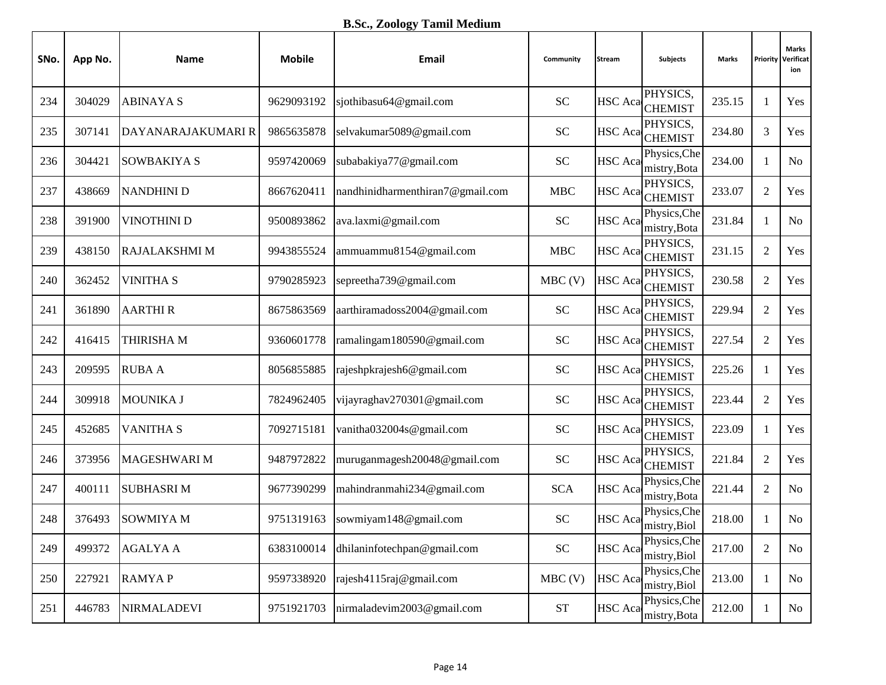**B.Sc., Zoology Tamil Medium**

| SNo. | App No. | Name | Mobile | Email | Community | Stream | Subjects | Marks | Priority | Marks Verification |
|---|---|---|---|---|---|---|---|---|---|---|
| 234 | 304029 | ABINAYA S | 9629093192 | sjothibasu64@gmail.com | SC | HSC Aca | PHYSICS, CHEMIST | 235.15 | 1 | Yes |
| 235 | 307141 | DAYANARAJAKUMARI R | 9865635878 | selvakumar5089@gmail.com | SC | HSC Aca | PHYSICS, CHEMIST | 234.80 | 3 | Yes |
| 236 | 304421 | SOWBAKIYA S | 9597420069 | subabakiya77@gmail.com | SC | HSC Aca | Physics,Chemistry,Bota | 234.00 | 1 | No |
| 237 | 438669 | NANDHINI D | 8667620411 | nandhinidharmenthiran7@gmail.com | MBC | HSC Aca | PHYSICS, CHEMIST | 233.07 | 2 | Yes |
| 238 | 391900 | VINOTHINI D | 9500893862 | ava.laxmi@gmail.com | SC | HSC Aca | Physics,Chemistry,Bota | 231.84 | 1 | No |
| 239 | 438150 | RAJALAKSHMI M | 9943855524 | ammuammu8154@gmail.com | MBC | HSC Aca | PHYSICS, CHEMIST | 231.15 | 2 | Yes |
| 240 | 362452 | VINITHA S | 9790285923 | sepreetha739@gmail.com | MBC (V) | HSC Aca | PHYSICS, CHEMIST | 230.58 | 2 | Yes |
| 241 | 361890 | AARTHI R | 8675863569 | aarthiramadoss2004@gmail.com | SC | HSC Aca | PHYSICS, CHEMIST | 229.94 | 2 | Yes |
| 242 | 416415 | THIRISHA M | 9360601778 | ramalingam180590@gmail.com | SC | HSC Aca | PHYSICS, CHEMIST | 227.54 | 2 | Yes |
| 243 | 209595 | RUBA A | 8056855885 | rajeshpkrajesh6@gmail.com | SC | HSC Aca | PHYSICS, CHEMIST | 225.26 | 1 | Yes |
| 244 | 309918 | MOUNIKA J | 7824962405 | vijayraghav270301@gmail.com | SC | HSC Aca | PHYSICS, CHEMIST | 223.44 | 2 | Yes |
| 245 | 452685 | VANITHA S | 7092715181 | vanitha032004s@gmail.com | SC | HSC Aca | PHYSICS, CHEMIST | 223.09 | 1 | Yes |
| 246 | 373956 | MAGESHWARI M | 9487972822 | muruganmagesh20048@gmail.com | SC | HSC Aca | PHYSICS, CHEMIST | 221.84 | 2 | Yes |
| 247 | 400111 | SUBHASRI M | 9677390299 | mahindranmahi234@gmail.com | SCA | HSC Aca | Physics,Chemistry,Bota | 221.44 | 2 | No |
| 248 | 376493 | SOWMIYA M | 9751319163 | sowmiyam148@gmail.com | SC | HSC Aca | Physics,Chemistry,Biol | 218.00 | 1 | No |
| 249 | 499372 | AGALYA A | 6383100014 | dhilaninfotechpan@gmail.com | SC | HSC Aca | Physics,Chemistry,Biol | 217.00 | 2 | No |
| 250 | 227921 | RAMYA P | 9597338920 | rajesh4115raj@gmail.com | MBC (V) | HSC Aca | Physics,Chemistry,Biol | 213.00 | 1 | No |
| 251 | 446783 | NIRMALADEVI | 9751921703 | nirmaladevim2003@gmail.com | ST | HSC Aca | Physics,Chemistry,Bota | 212.00 | 1 | No |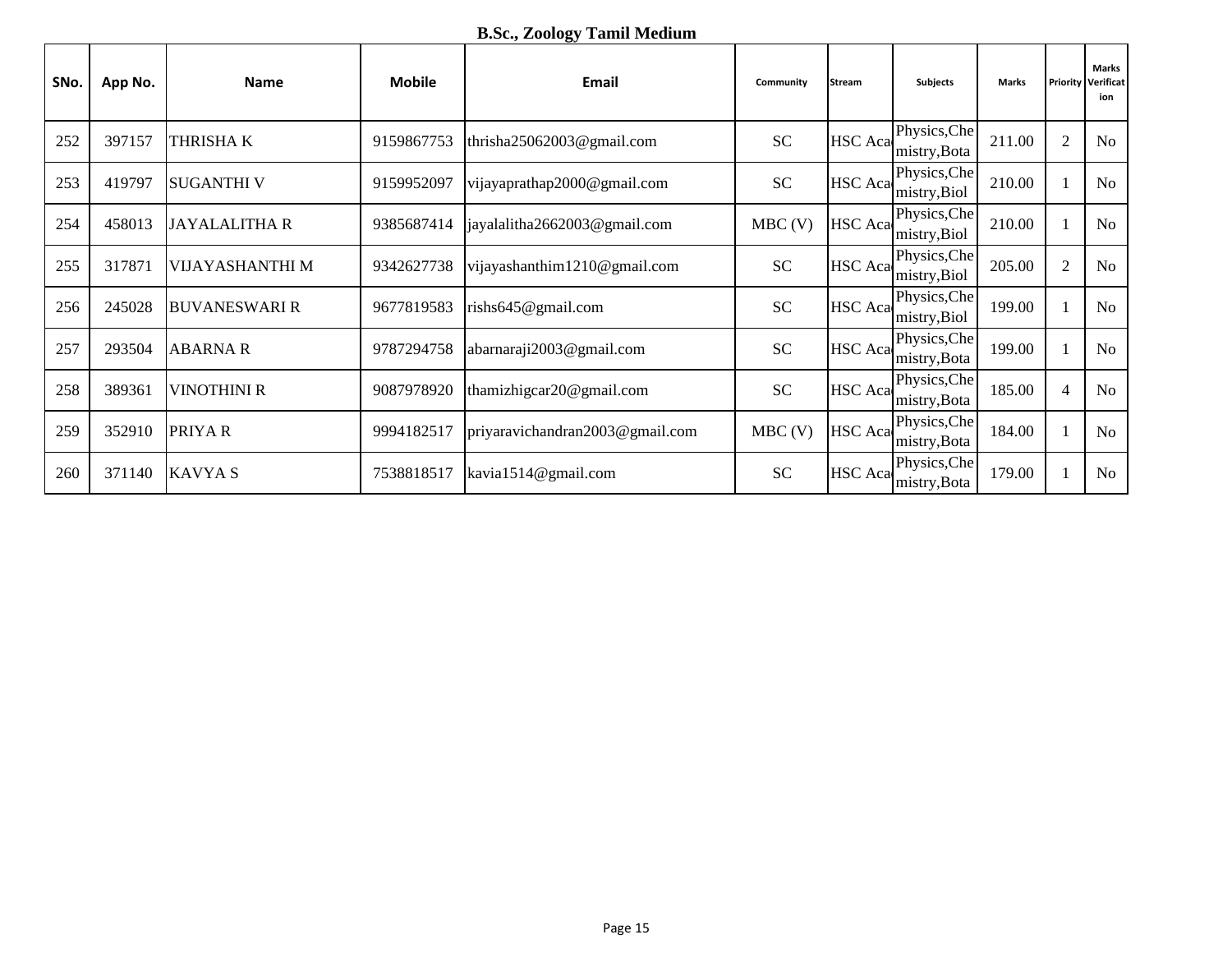**B.Sc., Zoology Tamil Medium**

| SNo. | App No. | Name | Mobile | Email | Community | Stream | Subjects | Marks | Priority | Marks Verification |
|---|---|---|---|---|---|---|---|---|---|---|
| 252 | 397157 | THRISHA K | 9159867753 | thrisha25062003@gmail.com | SC | HSC Aca | Physics,Chemistry,Bota | 211.00 | 2 | No |
| 253 | 419797 | SUGANTHI V | 9159952097 | vijayaprathap2000@gmail.com | SC | HSC Aca | Physics,Chemistry,Biol | 210.00 | 1 | No |
| 254 | 458013 | JAYALALITHA R | 9385687414 | jayalalitha2662003@gmail.com | MBC (V) | HSC Aca | Physics,Chemistry,Biol | 210.00 | 1 | No |
| 255 | 317871 | VIJAYASHANTHI M | 9342627738 | vijayashanthim1210@gmail.com | SC | HSC Aca | Physics,Chemistry,Biol | 205.00 | 2 | No |
| 256 | 245028 | BUVANESWARI R | 9677819583 | rishs645@gmail.com | SC | HSC Aca | Physics,Chemistry,Biol | 199.00 | 1 | No |
| 257 | 293504 | ABARNA R | 9787294758 | abarnaraji2003@gmail.com | SC | HSC Aca | Physics,Chemistry,Bota | 199.00 | 1 | No |
| 258 | 389361 | VINOTHINI R | 9087978920 | thamizhigcar20@gmail.com | SC | HSC Aca | Physics,Chemistry,Bota | 185.00 | 4 | No |
| 259 | 352910 | PRIYA R | 9994182517 | priyaravichandran2003@gmail.com | MBC (V) | HSC Aca | Physics,Chemistry,Bota | 184.00 | 1 | No |
| 260 | 371140 | KAVYA S | 7538818517 | kavia1514@gmail.com | SC | HSC Aca | Physics,Chemistry,Bota | 179.00 | 1 | No |